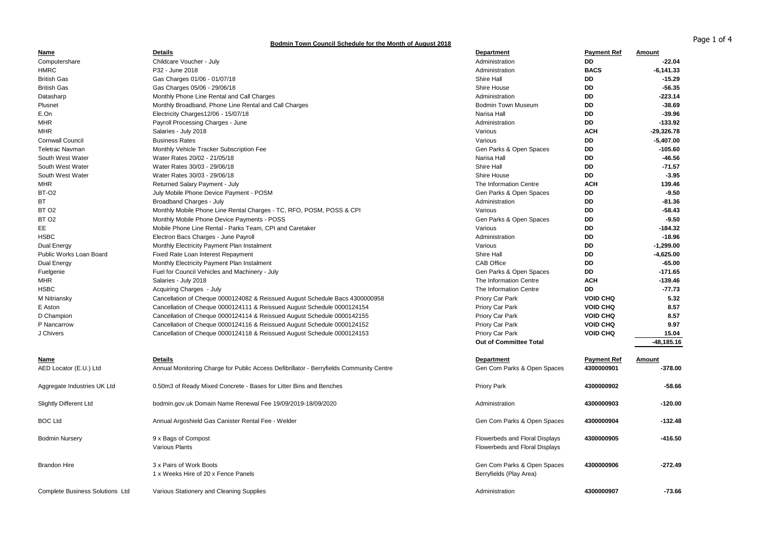# Bodmin Town Council Schedule for the Month of August 2018

| Name | Details | Department | Payment Ref | Amount |
|---|---|---|---|---|
| Computershare | Childcare Voucher - July | Administration | **DD** | **-22.04** |
| HMRC | P32 - June 2018 | Administration | **BACS** | **-6,141.33** |
| British Gas | Gas Charges 01/06 - 01/07/18 | Shire Hall | **DD** | **-15.29** |
| British Gas | Gas Charges 05/06 - 29/06/18 | Shire House | **DD** | **-56.35** |
| Datasharp | Monthly Phone Line Rental and Call Charges | Administration | **DD** | **-223.14** |
| Plusnet | Monthly Broadband, Phone Line Rental and Call Charges | Bodmin Town Museum | **DD** | **-38.69** |
| E.On | Electricity Charges12/06 - 15/07/18 | Narisa Hall | **DD** | **-39.96** |
| MHR | Payroll Processing Charges - June | Administration | **DD** | **-133.92** |
| MHR | Salaries - July 2018 | Various | **ACH** | **-29,326.78** |
| Cornwall Council | Business Rates | Various | **DD** | **-5,407.00** |
| Teletrac Navman | Monthly Vehicle Tracker Subscription Fee | Gen Parks & Open Spaces | **DD** | **-105.60** |
| South West Water | Water Rates 20/02 - 21/05/18 | Narisa Hall | **DD** | **-46.56** |
| South West Water | Water Rates 30/03 - 29/06/18 | Shire Hall | **DD** | **-71.57** |
| South West Water | Water Rates 30/03 - 29/06/18 | Shire House | **DD** | **-3.95** |
| MHR | Returned Salary Payment - July | The Information Centre | **ACH** | **139.46** |
| BT-O2 | July Mobile Phone Device Payment - POSM | Gen Parks & Open Spaces | **DD** | **-9.50** |
| BT | Broadband Charges - July | Administration | **DD** | **-81.36** |
| BT O2 | Monthly Mobile Phone Line Rental Charges - TC, RFO, POSM, POSS & CPI | Various | **DD** | **-58.43** |
| BT O2 | Monthly Mobile Phone Device Payments - POSS | Gen Parks & Open Spaces | **DD** | **-9.50** |
| EE | Mobile Phone Line Rental - Parks Team, CPI and Caretaker | Various | **DD** | **-184.32** |
| HSBC | Electron Bacs Charges - June Payroll | Administration | **DD** | **-18.96** |
| Dual Energy | Monthly Electricity Payment Plan Instalment | Various | **DD** | **-1,299.00** |
| Public Works Loan Board | Fixed Rate Loan Interest Repayment | Shire Hall | **DD** | **-4,625.00** |
| Dual Energy | Monthly Electricity Payment Plan Instalment | CAB Office | **DD** | **-65.00** |
| Fuelgenie | Fuel for Council Vehicles and Machinery - July | Gen Parks & Open Spaces | **DD** | **-171.65** |
| MHR | Salaries - July 2018 | The Information Centre | **ACH** | **-139.46** |
| HSBC | Acquiring Charges - July | The Information Centre | **DD** | **-77.73** |
| M Nitriansky | Cancellation of Cheque 0000124082 & Reissued August Schedule Bacs 4300000958 | Priory Car Park | **VOID CHQ** | **5.32** |
| E Aston | Cancellation of Cheque 0000124111 & Reissued August Schedule 0000124154 | Priory Car Park | **VOID CHQ** | **8.57** |
| D Champion | Cancellation of Cheque 0000124114 & Reissued August Schedule 0000142155 | Priory Car Park | **VOID CHQ** | **8.57** |
| P Nancarrow | Cancellation of Cheque 0000124116 & Reissued August Schedule 0000124152 | Priory Car Park | **VOID CHQ** | **9.97** |
| J Chivers | Cancellation of Cheque 0000124118 & Reissued August Schedule 0000124153 | Priory Car Park | **VOID CHQ** | **15.04** |
| | | **Out of Committee Total** | | **-48,185.16** |

| Name | Details | Department | Payment Ref | Amount |
|---|---|---|---|---|
| AED Locator (E.U.) Ltd | Annual Monitoring Charge for Public Access Defibrillator - Berryfields Community Centre | Gen Com Parks & Open Spaces | **4300000901** | **-378.00** |
| Aggregate Industries UK Ltd | 0.50m3 of Ready Mixed Concrete - Bases for Litter Bins and Benches | Priory Park | **4300000902** | **-58.66** |
| Slightly Different Ltd | bodmin.gov.uk Domain Name Renewal Fee 19/09/2019-18/09/2020 | Administration | **4300000903** | **-120.00** |
| BOC Ltd | Annual Argoshield Gas Canister Rental Fee - Welder | Gen Com Parks & Open Spaces | **4300000904** | **-132.48** |
| Bodmin Nursery | 9 x Bags of Compost | Flowerbeds and Floral Displays | **4300000905** | **-416.50** |
| | Various Plants | Flowerbeds and Floral Displays | | |
| Brandon Hire | 3 x Pairs of Work Boots | Gen Com Parks & Open Spaces | **4300000906** | **-272.49** |
| | 1 x Weeks Hire of 20 x Fence Panels | Berryfields (Play Area) | | |
| Complete Business Solutions Ltd | Various Stationery and Cleaning Supplies | Administration | **4300000907** | **-73.66** |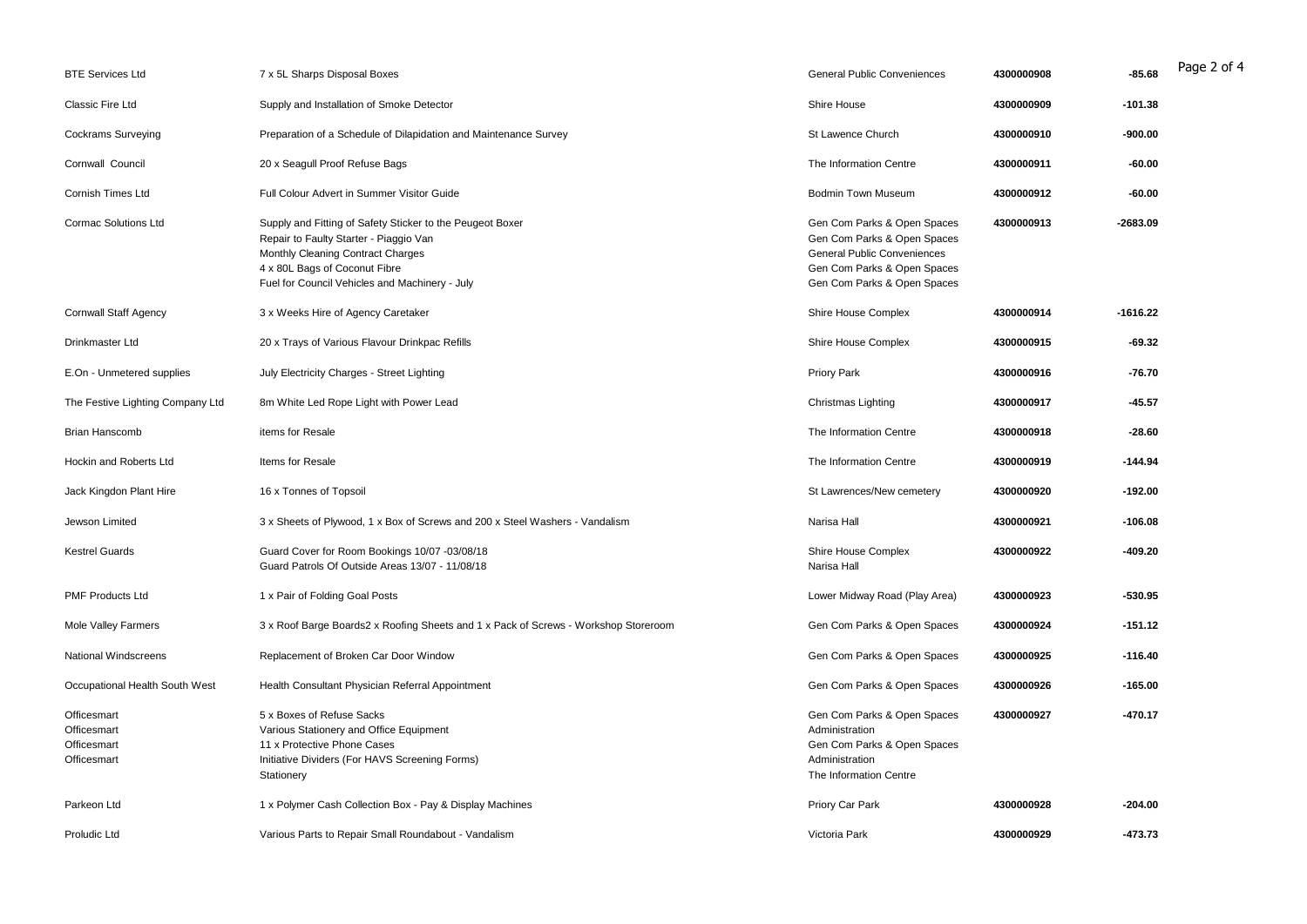| | | | | |
|---|---|---|---|---|
| BTE Services Ltd | 7 x 5L Sharps Disposal Boxes | General Public Conveniences | **4300000908** | **-85.68** |
| Classic Fire Ltd | Supply and Installation of Smoke Detector | Shire House | **4300000909** | **-101.38** |
| Cockrams Surveying | Preparation of a Schedule of Dilapidation and Maintenance Survey | St Lawence Church | **4300000910** | **-900.00** |
| Cornwall Council | 20 x Seagull Proof Refuse Bags | The Information Centre | **4300000911** | **-60.00** |
| Cornish Times Ltd | Full Colour Advert in Summer Visitor Guide | Bodmin Town Museum | **4300000912** | **-60.00** |
| Cormac Solutions Ltd | Supply and Fitting of Safety Sticker to the Peugeot Boxer<br>Repair to Faulty Starter - Piaggio Van<br>Monthly Cleaning Contract Charges<br>4 x 80L Bags of Coconut Fibre<br>Fuel for Council Vehicles and Machinery - July | Gen Com Parks & Open Spaces<br>Gen Com Parks & Open Spaces<br>General Public Conveniences<br>Gen Com Parks & Open Spaces<br>Gen Com Parks & Open Spaces | **4300000913** | **-2683.09** |
| Cornwall Staff Agency | 3 x Weeks Hire of Agency Caretaker | Shire House Complex | **4300000914** | **-1616.22** |
| Drinkmaster Ltd | 20 x Trays of Various Flavour Drinkpac Refills | Shire House Complex | **4300000915** | **-69.32** |
| E.On - Unmetered supplies | July Electricity Charges - Street Lighting | Priory Park | **4300000916** | **-76.70** |
| The Festive Lighting Company Ltd | 8m White Led Rope Light with Power Lead | Christmas Lighting | **4300000917** | **-45.57** |
| Brian Hanscomb | items for Resale | The Information Centre | **4300000918** | **-28.60** |
| Hockin and Roberts Ltd | Items for Resale | The Information Centre | **4300000919** | **-144.94** |
| Jack Kingdon Plant Hire | 16 x Tonnes of Topsoil | St Lawrences/New cemetery | **4300000920** | **-192.00** |
| Jewson Limited | 3 x Sheets of Plywood, 1 x Box of Screws and 200 x Steel Washers - Vandalism | Narisa Hall | **4300000921** | **-106.08** |
| Kestrel Guards | Guard Cover for Room Bookings 10/07 -03/08/18<br>Guard Patrols Of Outside Areas 13/07 - 11/08/18 | Shire House Complex<br>Narisa Hall | **4300000922** | **-409.20** |
| PMF Products Ltd | 1 x Pair of Folding Goal Posts | Lower Midway Road (Play Area) | **4300000923** | **-530.95** |
| Mole Valley Farmers | 3 x Roof Barge Boards2 x Roofing Sheets and 1 x Pack of Screws - Workshop Storeroom | Gen Com Parks & Open Spaces | **4300000924** | **-151.12** |
| National Windscreens | Replacement of Broken Car Door Window | Gen Com Parks & Open Spaces | **4300000925** | **-116.40** |
| Occupational Health South West | Health Consultant Physician Referral Appointment | Gen Com Parks & Open Spaces | **4300000926** | **-165.00** |
| Officesmart<br>Officesmart<br>Officesmart<br>Officesmart | 5 x Boxes of Refuse Sacks<br>Various Stationery and Office Equipment<br>11 x Protective Phone Cases<br>Initiative Dividers (For HAVS Screening Forms)<br>Stationery | Gen Com Parks & Open Spaces<br>Administration<br>Gen Com Parks & Open Spaces<br>Administration<br>The Information Centre | **4300000927** | **-470.17** |
| Parkeon Ltd | 1 x Polymer Cash Collection Box - Pay & Display Machines | Priory Car Park | **4300000928** | **-204.00** |
| Proludic Ltd | Various Parts to Repair Small Roundabout - Vandalism | Victoria Park | **4300000929** | **-473.73** |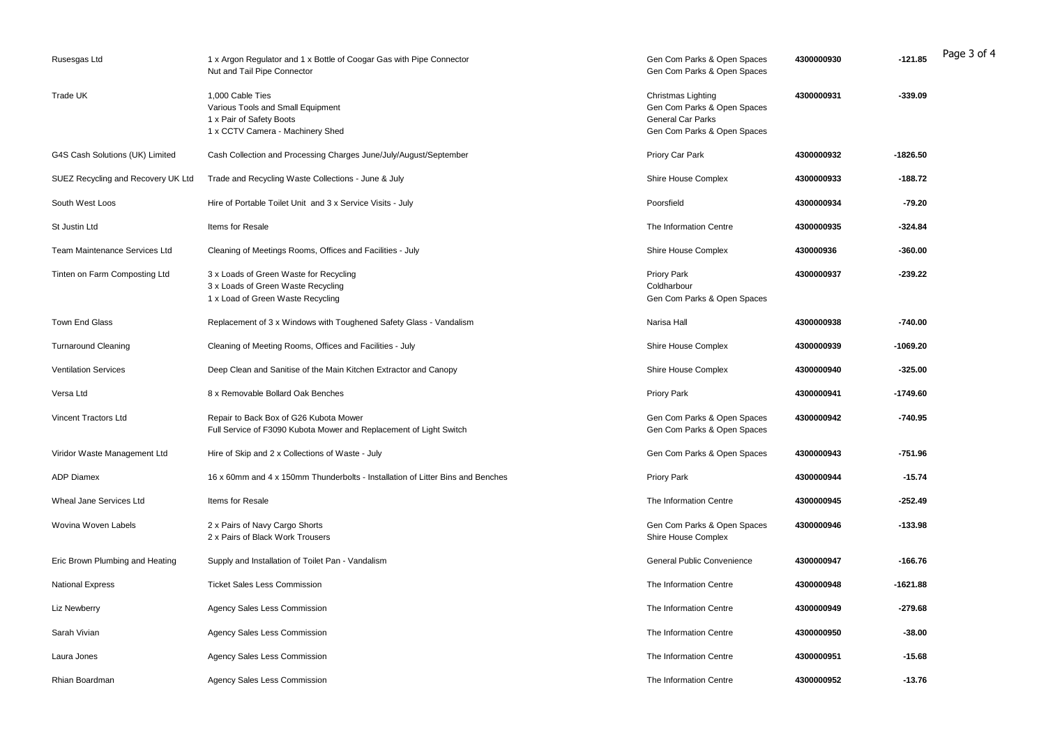| | | | | |
|---|---|---|---|---|
| Rusesgas Ltd | 1 x Argon Regulator and 1 x Bottle of Coogar Gas with Pipe Connector<br>Nut and Tail Pipe Connector | Gen Com Parks & Open Spaces<br>Gen Com Parks & Open Spaces | **4300000930** | **-121.85** |
| Trade UK | 1,000 Cable Ties<br>Various Tools and Small Equipment<br>1 x Pair of Safety Boots<br>1 x CCTV Camera - Machinery Shed | Christmas Lighting<br>Gen Com Parks & Open Spaces<br>General Car Parks<br>Gen Com Parks & Open Spaces | **4300000931** | **-339.09** |
| G4S Cash Solutions (UK) Limited | Cash Collection and Processing Charges June/July/August/September | Priory Car Park | **4300000932** | **-1826.50** |
| SUEZ Recycling and Recovery UK Ltd | Trade and Recycling Waste Collections - June & July | Shire House Complex | **4300000933** | **-188.72** |
| South West Loos | Hire of Portable Toilet Unit and 3 x Service Visits - July | Poorsfield | **4300000934** | **-79.20** |
| St Justin Ltd | Items for Resale | The Information Centre | **4300000935** | **-324.84** |
| Team Maintenance Services Ltd | Cleaning of Meetings Rooms, Offices and Facilities - July | Shire House Complex | **430000936** | **-360.00** |
| Tinten on Farm Composting Ltd | 3 x Loads of Green Waste for Recycling<br>3 x Loads of Green Waste Recycling<br>1 x Load of Green Waste Recycling | Priory Park<br>Coldharbour<br>Gen Com Parks & Open Spaces | **4300000937** | **-239.22** |
| Town End Glass | Replacement of 3 x Windows with Toughened Safety Glass - Vandalism | Narisa Hall | **4300000938** | **-740.00** |
| Turnaround Cleaning | Cleaning of Meeting Rooms, Offices and Facilities - July | Shire House Complex | **4300000939** | **-1069.20** |
| Ventilation Services | Deep Clean and Sanitise of the Main Kitchen Extractor and Canopy | Shire House Complex | **4300000940** | **-325.00** |
| Versa Ltd | 8 x Removable Bollard Oak Benches | Priory Park | **4300000941** | **-1749.60** |
| Vincent Tractors Ltd | Repair to Back Box of G26 Kubota Mower<br>Full Service of F3090 Kubota Mower and Replacement of Light Switch | Gen Com Parks & Open Spaces<br>Gen Com Parks & Open Spaces | **4300000942** | **-740.95** |
| Viridor Waste Management Ltd | Hire of Skip and 2 x Collections of Waste - July | Gen Com Parks & Open Spaces | **4300000943** | **-751.96** |
| ADP Diamex | 16 x 60mm and 4 x 150mm Thunderbolts - Installation of Litter Bins and Benches | Priory Park | **4300000944** | **-15.74** |
| Wheal Jane Services Ltd | Items for Resale | The Information Centre | **4300000945** | **-252.49** |
| Wovina Woven Labels | 2 x Pairs of Navy Cargo Shorts<br>2 x Pairs of Black Work Trousers | Gen Com Parks & Open Spaces<br>Shire House Complex | **4300000946** | **-133.98** |
| Eric Brown Plumbing and Heating | Supply and Installation of Toilet Pan - Vandalism | General Public Convenience | **4300000947** | **-166.76** |
| National Express | Ticket Sales Less Commission | The Information Centre | **4300000948** | **-1621.88** |
| Liz Newberry | Agency Sales Less Commission | The Information Centre | **4300000949** | **-279.68** |
| Sarah Vivian | Agency Sales Less Commission | The Information Centre | **4300000950** | **-38.00** |
| Laura Jones | Agency Sales Less Commission | The Information Centre | **4300000951** | **-15.68** |
| Rhian Boardman | Agency Sales Less Commission | The Information Centre | **4300000952** | **-13.76** |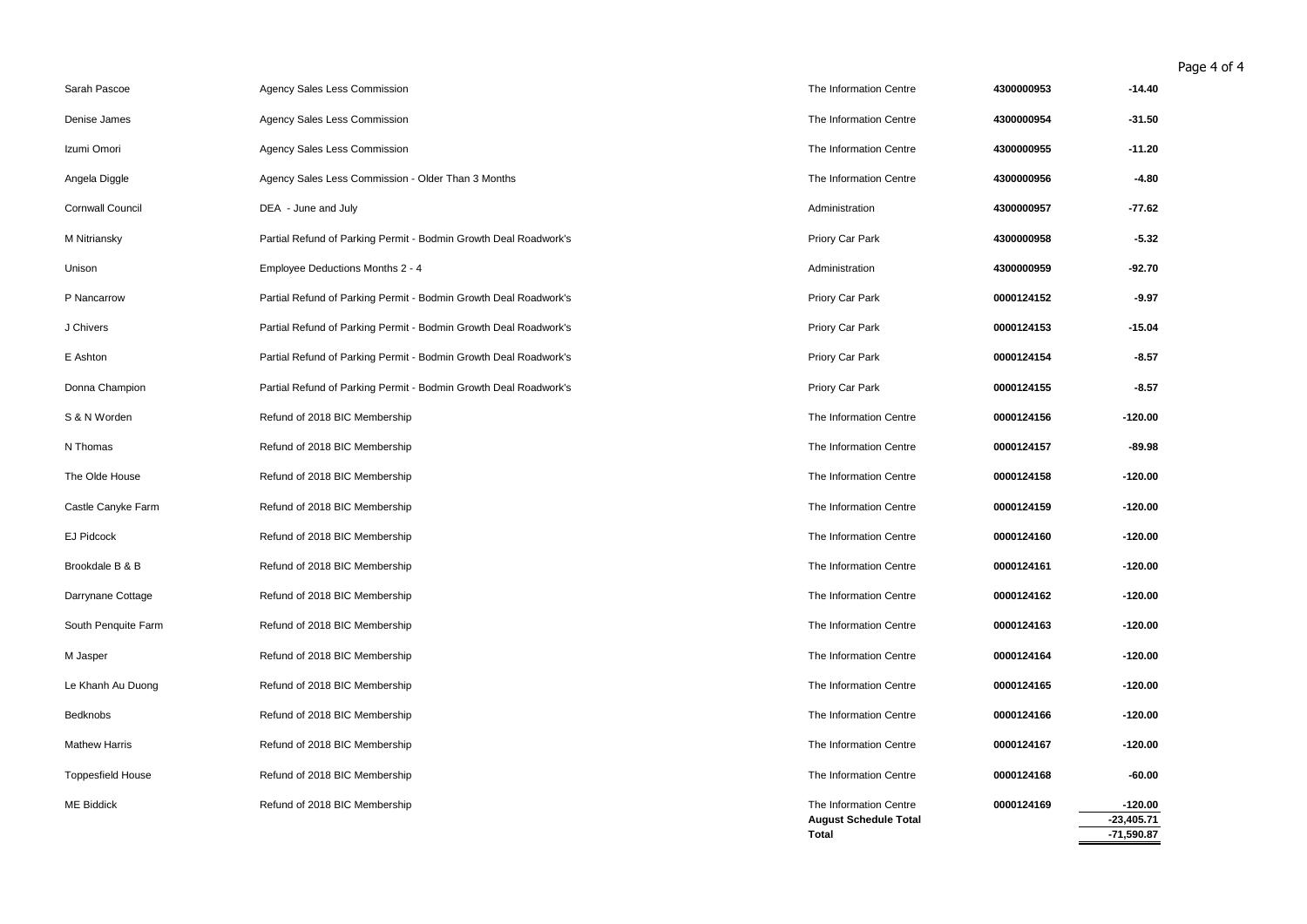| | | | | |
|---|---|---|---|---|
| Sarah Pascoe | Agency Sales Less Commission | The Information Centre | **4300000953** | **-14.40** |
| Denise James | Agency Sales Less Commission | The Information Centre | **4300000954** | **-31.50** |
| Izumi Omori | Agency Sales Less Commission | The Information Centre | **4300000955** | **-11.20** |
| Angela Diggle | Agency Sales Less Commission - Older Than 3 Months | The Information Centre | **4300000956** | **-4.80** |
| Cornwall Council | DEA - June and July | Administration | **4300000957** | **-77.62** |
| M Nitriansky | Partial Refund of Parking Permit - Bodmin Growth Deal Roadwork's | Priory Car Park | **4300000958** | **-5.32** |
| Unison | Employee Deductions Months 2 - 4 | Administration | **4300000959** | **-92.70** |
| P Nancarrow | Partial Refund of Parking Permit - Bodmin Growth Deal Roadwork's | Priory Car Park | **0000124152** | **-9.97** |
| J Chivers | Partial Refund of Parking Permit - Bodmin Growth Deal Roadwork's | Priory Car Park | **0000124153** | **-15.04** |
| E Ashton | Partial Refund of Parking Permit - Bodmin Growth Deal Roadwork's | Priory Car Park | **0000124154** | **-8.57** |
| Donna Champion | Partial Refund of Parking Permit - Bodmin Growth Deal Roadwork's | Priory Car Park | **0000124155** | **-8.57** |
| S & N Worden | Refund of 2018 BIC Membership | The Information Centre | **0000124156** | **-120.00** |
| N Thomas | Refund of 2018 BIC Membership | The Information Centre | **0000124157** | **-89.98** |
| The Olde House | Refund of 2018 BIC Membership | The Information Centre | **0000124158** | **-120.00** |
| Castle Canyke Farm | Refund of 2018 BIC Membership | The Information Centre | **0000124159** | **-120.00** |
| EJ Pidcock | Refund of 2018 BIC Membership | The Information Centre | **0000124160** | **-120.00** |
| Brookdale B & B | Refund of 2018 BIC Membership | The Information Centre | **0000124161** | **-120.00** |
| Darrynane Cottage | Refund of 2018 BIC Membership | The Information Centre | **0000124162** | **-120.00** |
| South Penquite Farm | Refund of 2018 BIC Membership | The Information Centre | **0000124163** | **-120.00** |
| M Jasper | Refund of 2018 BIC Membership | The Information Centre | **0000124164** | **-120.00** |
| Le Khanh Au Duong | Refund of 2018 BIC Membership | The Information Centre | **0000124165** | **-120.00** |
| Bedknobs | Refund of 2018 BIC Membership | The Information Centre | **0000124166** | **-120.00** |
| Mathew Harris | Refund of 2018 BIC Membership | The Information Centre | **0000124167** | **-120.00** |
| Toppesfield House | Refund of 2018 BIC Membership | The Information Centre | **0000124168** | **-60.00** |
| ME Biddick | Refund of 2018 BIC Membership | The Information Centre | **0000124169** | **-120.00** |
| | | **August Schedule Total** | | **-23,405.71** |
| | | **Total** | | **-71,590.87** |